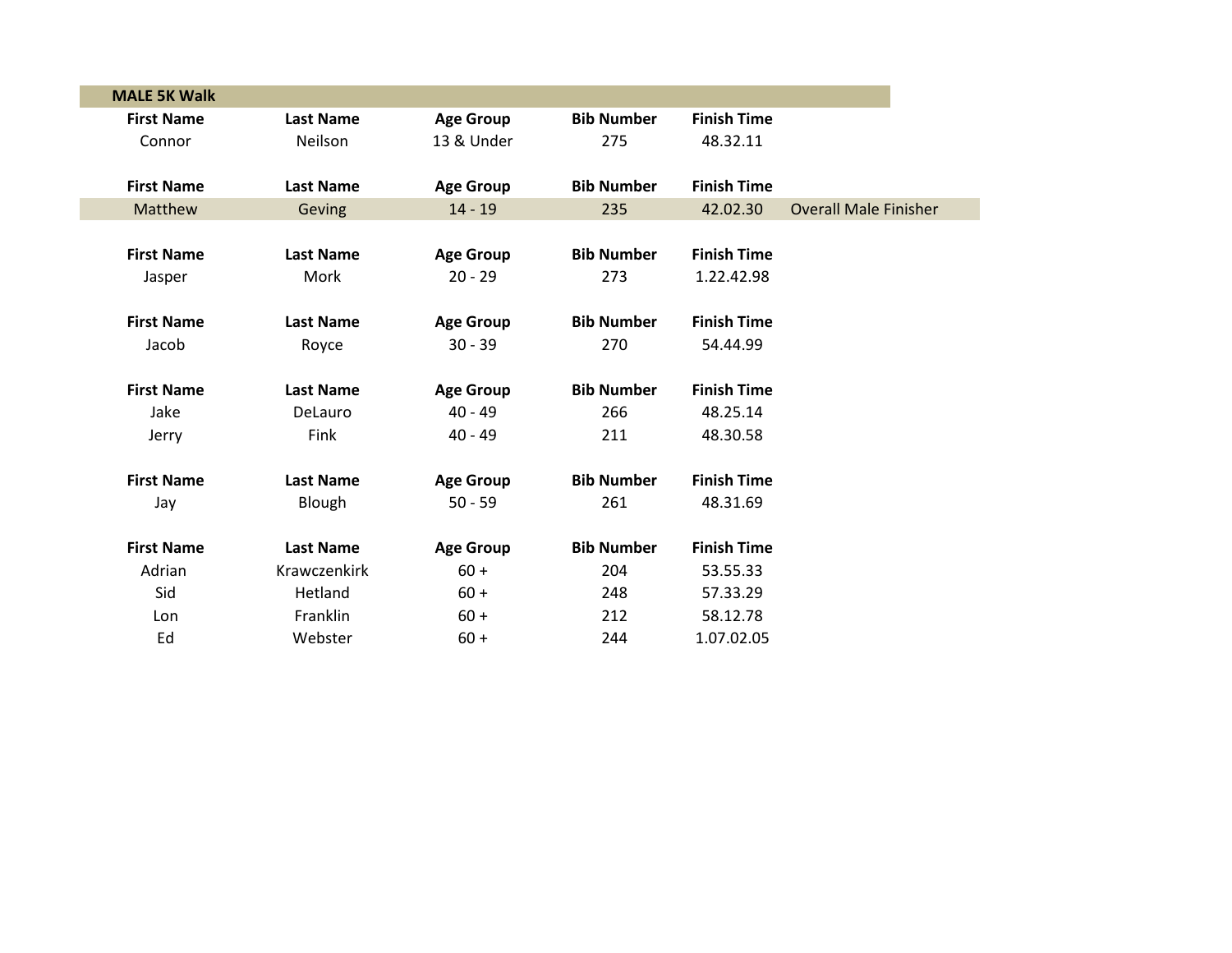## MALE 5K Walk

| First Name | Last Name | Age Group | Bib Number | Finish Time | |
|---|---|---|---|---|---|
| Connor | Neilson | 13 & Under | 275 | 48.32.11 | |

| First Name | Last Name | Age Group | Bib Number | Finish Time | |
|---|---|---|---|---|---|
| Matthew | Geving | 14 - 19 | 235 | 42.02.30 | Overall Male Finisher |

| First Name | Last Name | Age Group | Bib Number | Finish Time |
|---|---|---|---|---|
| Jasper | Mork | 20 - 29 | 273 | 1.22.42.98 |

| First Name | Last Name | Age Group | Bib Number | Finish Time |
|---|---|---|---|---|
| Jacob | Royce | 30 - 39 | 270 | 54.44.99 |

| First Name | Last Name | Age Group | Bib Number | Finish Time |
|---|---|---|---|---|
| Jake | DeLauro | 40 - 49 | 266 | 48.25.14 |
| Jerry | Fink | 40 - 49 | 211 | 48.30.58 |

| First Name | Last Name | Age Group | Bib Number | Finish Time |
|---|---|---|---|---|
| Jay | Blough | 50 - 59 | 261 | 48.31.69 |

| First Name | Last Name | Age Group | Bib Number | Finish Time |
|---|---|---|---|---|
| Adrian | Krawczenkirk | 60 + | 204 | 53.55.33 |
| Sid | Hetland | 60 + | 248 | 57.33.29 |
| Lon | Franklin | 60 + | 212 | 58.12.78 |
| Ed | Webster | 60 + | 244 | 1.07.02.05 |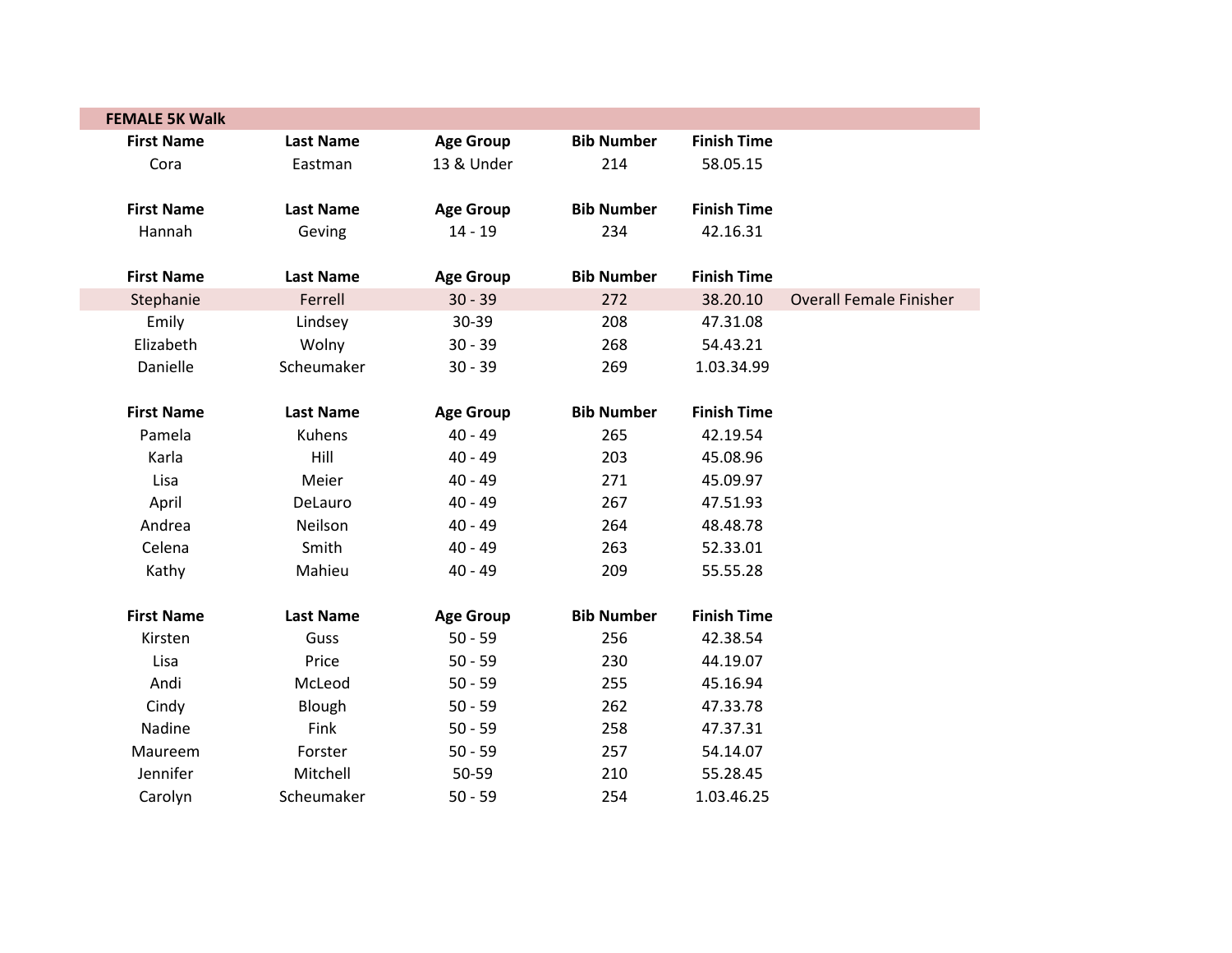## FEMALE 5K Walk

| First Name | Last Name | Age Group | Bib Number | Finish Time | |
|---|---|---|---|---|---|
| Cora | Eastman | 13 & Under | 214 | 58.05.15 | |

| First Name | Last Name | Age Group | Bib Number | Finish Time | |
|---|---|---|---|---|---|
| Hannah | Geving | 14 - 19 | 234 | 42.16.31 | |

| First Name | Last Name | Age Group | Bib Number | Finish Time | |
|---|---|---|---|---|---|
| Stephanie | Ferrell | 30 - 39 | 272 | 38.20.10 | Overall Female Finisher |
| Emily | Lindsey | 30-39 | 208 | 47.31.08 | |
| Elizabeth | Wolny | 30 - 39 | 268 | 54.43.21 | |
| Danielle | Scheumaker | 30 - 39 | 269 | 1.03.34.99 | |

| First Name | Last Name | Age Group | Bib Number | Finish Time | |
|---|---|---|---|---|---|
| Pamela | Kuhens | 40 - 49 | 265 | 42.19.54 | |
| Karla | Hill | 40 - 49 | 203 | 45.08.96 | |
| Lisa | Meier | 40 - 49 | 271 | 45.09.97 | |
| April | DeLauro | 40 - 49 | 267 | 47.51.93 | |
| Andrea | Neilson | 40 - 49 | 264 | 48.48.78 | |
| Celena | Smith | 40 - 49 | 263 | 52.33.01 | |
| Kathy | Mahieu | 40 - 49 | 209 | 55.55.28 | |

| First Name | Last Name | Age Group | Bib Number | Finish Time | |
|---|---|---|---|---|---|
| Kirsten | Guss | 50 - 59 | 256 | 42.38.54 | |
| Lisa | Price | 50 - 59 | 230 | 44.19.07 | |
| Andi | McLeod | 50 - 59 | 255 | 45.16.94 | |
| Cindy | Blough | 50 - 59 | 262 | 47.33.78 | |
| Nadine | Fink | 50 - 59 | 258 | 47.37.31 | |
| Maureem | Forster | 50 - 59 | 257 | 54.14.07 | |
| Jennifer | Mitchell | 50-59 | 210 | 55.28.45 | |
| Carolyn | Scheumaker | 50 - 59 | 254 | 1.03.46.25 | |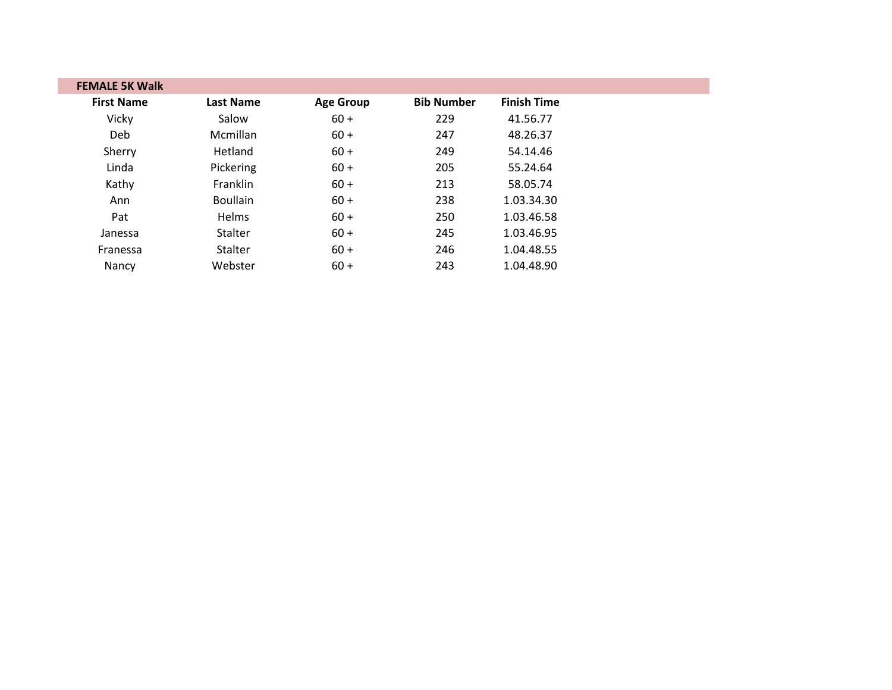## FEMALE 5K Walk

| First Name | Last Name | Age Group | Bib Number | Finish Time |
|---|---|---|---|---|
| Vicky | Salow | 60 + | 229 | 41.56.77 |
| Deb | Mcmillan | 60 + | 247 | 48.26.37 |
| Sherry | Hetland | 60 + | 249 | 54.14.46 |
| Linda | Pickering | 60 + | 205 | 55.24.64 |
| Kathy | Franklin | 60 + | 213 | 58.05.74 |
| Ann | Boullain | 60 + | 238 | 1.03.34.30 |
| Pat | Helms | 60 + | 250 | 1.03.46.58 |
| Janessa | Stalter | 60 + | 245 | 1.03.46.95 |
| Franessa | Stalter | 60 + | 246 | 1.04.48.55 |
| Nancy | Webster | 60 + | 243 | 1.04.48.90 |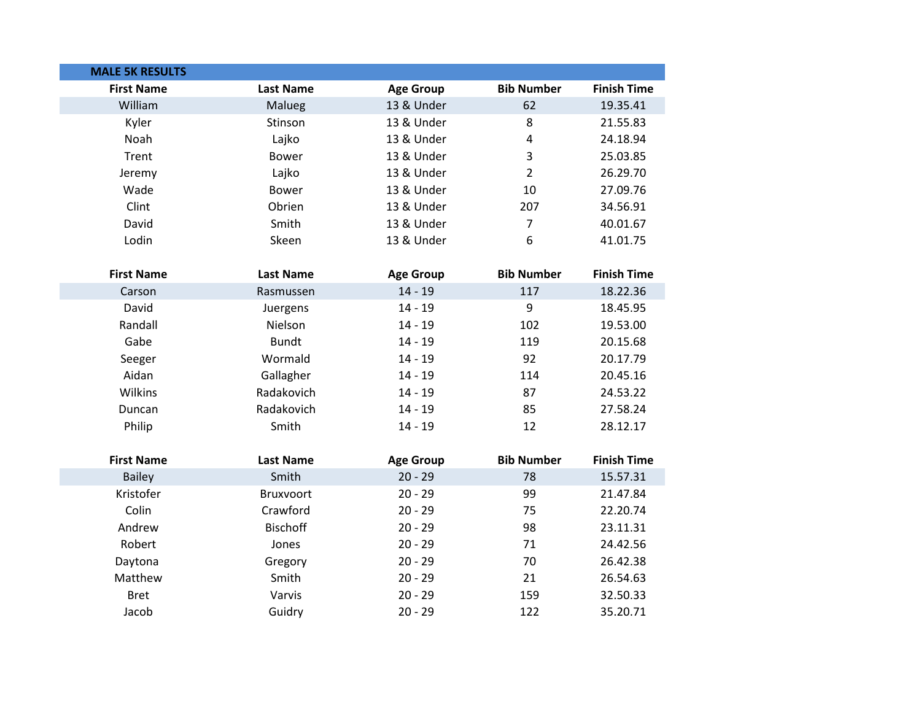## MALE 5K RESULTS

| First Name | Last Name | Age Group | Bib Number | Finish Time |
|---|---|---|---|---|
| William | Malueg | 13 & Under | 62 | 19.35.41 |
| Kyler | Stinson | 13 & Under | 8 | 21.55.83 |
| Noah | Lajko | 13 & Under | 4 | 24.18.94 |
| Trent | Bower | 13 & Under | 3 | 25.03.85 |
| Jeremy | Lajko | 13 & Under | 2 | 26.29.70 |
| Wade | Bower | 13 & Under | 10 | 27.09.76 |
| Clint | Obrien | 13 & Under | 207 | 34.56.91 |
| David | Smith | 13 & Under | 7 | 40.01.67 |
| Lodin | Skeen | 13 & Under | 6 | 41.01.75 |

| First Name | Last Name | Age Group | Bib Number | Finish Time |
|---|---|---|---|---|
| Carson | Rasmussen | 14 - 19 | 117 | 18.22.36 |
| David | Juergens | 14 - 19 | 9 | 18.45.95 |
| Randall | Nielson | 14 - 19 | 102 | 19.53.00 |
| Gabe | Bundt | 14 - 19 | 119 | 20.15.68 |
| Seeger | Wormald | 14 - 19 | 92 | 20.17.79 |
| Aidan | Gallagher | 14 - 19 | 114 | 20.45.16 |
| Wilkins | Radakovich | 14 - 19 | 87 | 24.53.22 |
| Duncan | Radakovich | 14 - 19 | 85 | 27.58.24 |
| Philip | Smith | 14 - 19 | 12 | 28.12.17 |

| First Name | Last Name | Age Group | Bib Number | Finish Time |
|---|---|---|---|---|
| Bailey | Smith | 20 - 29 | 78 | 15.57.31 |
| Kristofer | Bruxvoort | 20 - 29 | 99 | 21.47.84 |
| Colin | Crawford | 20 - 29 | 75 | 22.20.74 |
| Andrew | Bischoff | 20 - 29 | 98 | 23.11.31 |
| Robert | Jones | 20 - 29 | 71 | 24.42.56 |
| Daytona | Gregory | 20 - 29 | 70 | 26.42.38 |
| Matthew | Smith | 20 - 29 | 21 | 26.54.63 |
| Bret | Varvis | 20 - 29 | 159 | 32.50.33 |
| Jacob | Guidry | 20 - 29 | 122 | 35.20.71 |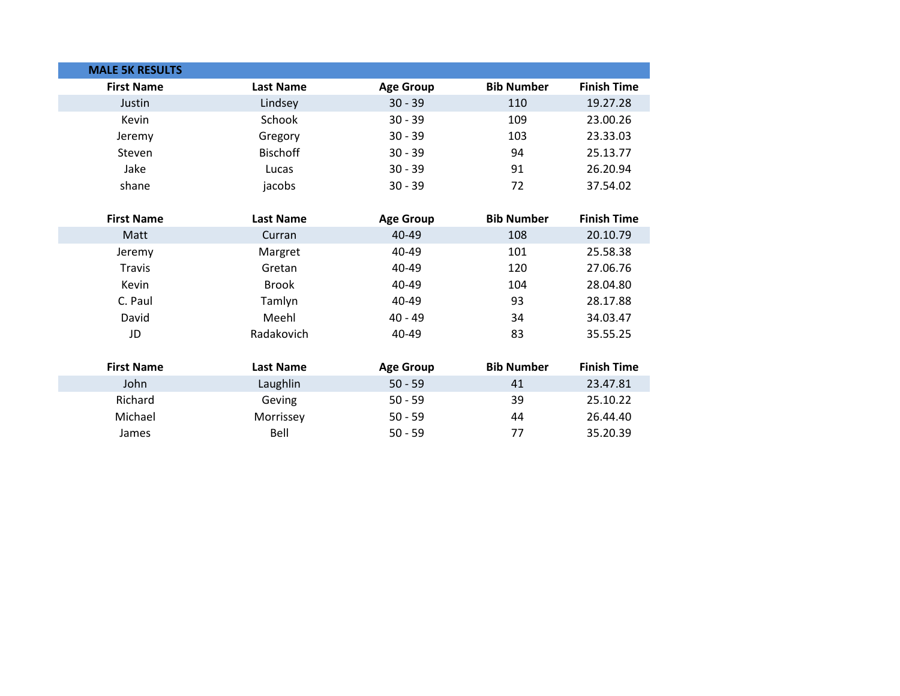## MALE 5K RESULTS

| First Name | Last Name | Age Group | Bib Number | Finish Time |
|---|---|---|---|---|
| Justin | Lindsey | 30 - 39 | 110 | 19.27.28 |
| Kevin | Schook | 30 - 39 | 109 | 23.00.26 |
| Jeremy | Gregory | 30 - 39 | 103 | 23.33.03 |
| Steven | Bischoff | 30 - 39 | 94 | 25.13.77 |
| Jake | Lucas | 30 - 39 | 91 | 26.20.94 |
| shane | jacobs | 30 - 39 | 72 | 37.54.02 |

| First Name | Last Name | Age Group | Bib Number | Finish Time |
|---|---|---|---|---|
| Matt | Curran | 40-49 | 108 | 20.10.79 |
| Jeremy | Margret | 40-49 | 101 | 25.58.38 |
| Travis | Gretan | 40-49 | 120 | 27.06.76 |
| Kevin | Brook | 40-49 | 104 | 28.04.80 |
| C. Paul | Tamlyn | 40-49 | 93 | 28.17.88 |
| David | Meehl | 40 - 49 | 34 | 34.03.47 |
| JD | Radakovich | 40-49 | 83 | 35.55.25 |

| First Name | Last Name | Age Group | Bib Number | Finish Time |
|---|---|---|---|---|
| John | Laughlin | 50 - 59 | 41 | 23.47.81 |
| Richard | Geving | 50 - 59 | 39 | 25.10.22 |
| Michael | Morrissey | 50 - 59 | 44 | 26.44.40 |
| James | Bell | 50 - 59 | 77 | 35.20.39 |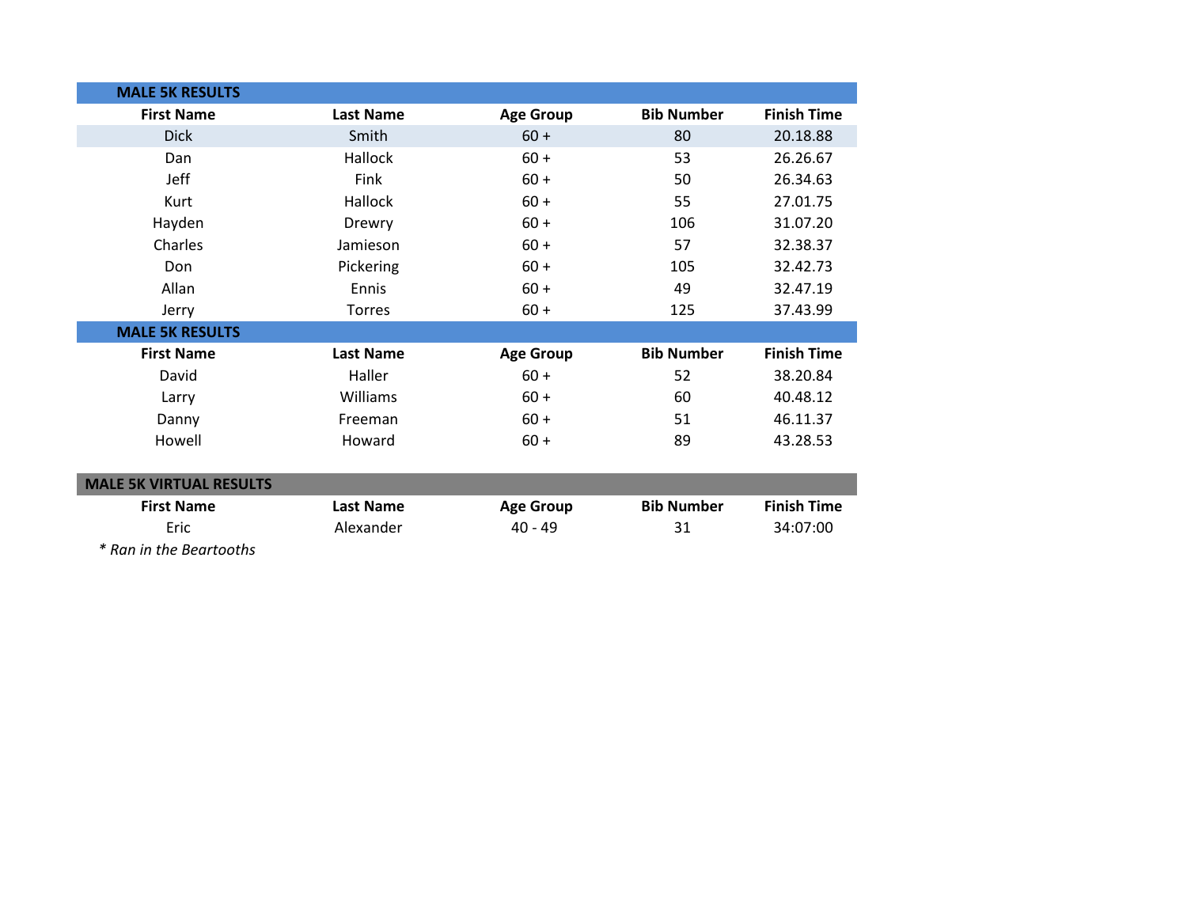| MALE 5K RESULTS | | | | |
|---|---|---|---|---|
| **First Name** | **Last Name** | **Age Group** | **Bib Number** | **Finish Time** |
| Dick | Smith | 60 + | 80 | 20.18.88 |
| Dan | Hallock | 60 + | 53 | 26.26.67 |
| Jeff | Fink | 60 + | 50 | 26.34.63 |
| Kurt | Hallock | 60 + | 55 | 27.01.75 |
| Hayden | Drewry | 60 + | 106 | 31.07.20 |
| Charles | Jamieson | 60 + | 57 | 32.38.37 |
| Don | Pickering | 60 + | 105 | 32.42.73 |
| Allan | Ennis | 60 + | 49 | 32.47.19 |
| Jerry | Torres | 60 + | 125 | 37.43.99 |

| MALE 5K RESULTS | | | | |
|---|---|---|---|---|
| **First Name** | **Last Name** | **Age Group** | **Bib Number** | **Finish Time** |
| David | Haller | 60 + | 52 | 38.20.84 |
| Larry | Williams | 60 + | 60 | 40.48.12 |
| Danny | Freeman | 60 + | 51 | 46.11.37 |
| Howell | Howard | 60 + | 89 | 43.28.53 |

| MALE 5K VIRTUAL RESULTS | | | | |
|---|---|---|---|---|
| **First Name** | **Last Name** | **Age Group** | **Bib Number** | **Finish Time** |
| Eric | Alexander | 40 - 49 | 31 | 34:07:00 |

*\* Ran in the Beartooths*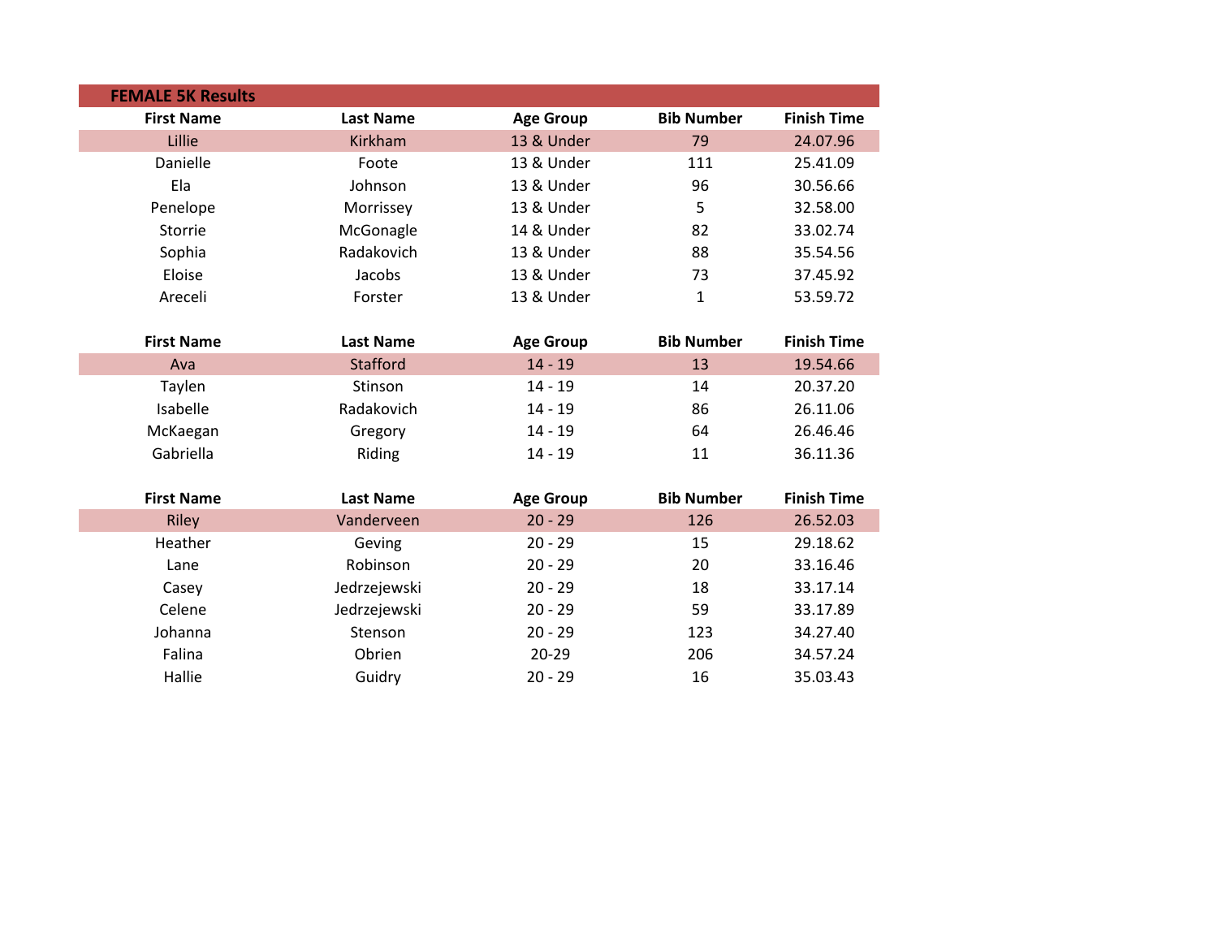## FEMALE 5K Results

| First Name | Last Name | Age Group | Bib Number | Finish Time |
|---|---|---|---|---|
| Lillie | Kirkham | 13 & Under | 79 | 24.07.96 |
| Danielle | Foote | 13 & Under | 111 | 25.41.09 |
| Ela | Johnson | 13 & Under | 96 | 30.56.66 |
| Penelope | Morrissey | 13 & Under | 5 | 32.58.00 |
| Storrie | McGonagle | 14 & Under | 82 | 33.02.74 |
| Sophia | Radakovich | 13 & Under | 88 | 35.54.56 |
| Eloise | Jacobs | 13 & Under | 73 | 37.45.92 |
| Areceli | Forster | 13 & Under | 1 | 53.59.72 |

| First Name | Last Name | Age Group | Bib Number | Finish Time |
|---|---|---|---|---|
| Ava | Stafford | 14 - 19 | 13 | 19.54.66 |
| Taylen | Stinson | 14 - 19 | 14 | 20.37.20 |
| Isabelle | Radakovich | 14 - 19 | 86 | 26.11.06 |
| McKaegan | Gregory | 14 - 19 | 64 | 26.46.46 |
| Gabriella | Riding | 14 - 19 | 11 | 36.11.36 |

| First Name | Last Name | Age Group | Bib Number | Finish Time |
|---|---|---|---|---|
| Riley | Vanderveen | 20 - 29 | 126 | 26.52.03 |
| Heather | Geving | 20 - 29 | 15 | 29.18.62 |
| Lane | Robinson | 20 - 29 | 20 | 33.16.46 |
| Casey | Jedrzejewski | 20 - 29 | 18 | 33.17.14 |
| Celene | Jedrzejewski | 20 - 29 | 59 | 33.17.89 |
| Johanna | Stenson | 20 - 29 | 123 | 34.27.40 |
| Falina | Obrien | 20-29 | 206 | 34.57.24 |
| Hallie | Guidry | 20 - 29 | 16 | 35.03.43 |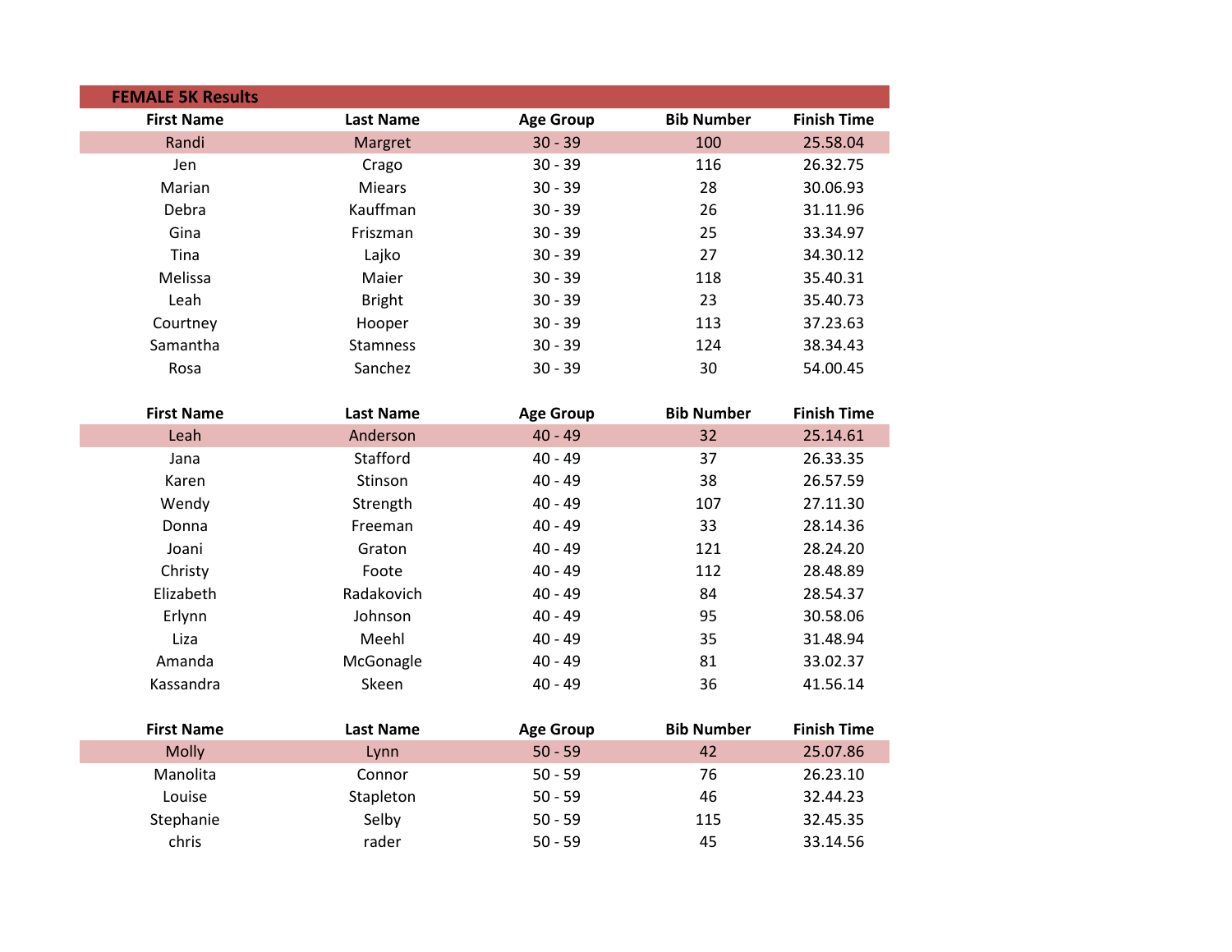## FEMALE 5K Results

| First Name | Last Name | Age Group | Bib Number | Finish Time |
|---|---|---|---|---|
| Randi | Margret | 30 - 39 | 100 | 25.58.04 |
| Jen | Crago | 30 - 39 | 116 | 26.32.75 |
| Marian | Miears | 30 - 39 | 28 | 30.06.93 |
| Debra | Kauffman | 30 - 39 | 26 | 31.11.96 |
| Gina | Friszman | 30 - 39 | 25 | 33.34.97 |
| Tina | Lajko | 30 - 39 | 27 | 34.30.12 |
| Melissa | Maier | 30 - 39 | 118 | 35.40.31 |
| Leah | Bright | 30 - 39 | 23 | 35.40.73 |
| Courtney | Hooper | 30 - 39 | 113 | 37.23.63 |
| Samantha | Stamness | 30 - 39 | 124 | 38.34.43 |
| Rosa | Sanchez | 30 - 39 | 30 | 54.00.45 |

| First Name | Last Name | Age Group | Bib Number | Finish Time |
|---|---|---|---|---|
| Leah | Anderson | 40 - 49 | 32 | 25.14.61 |
| Jana | Stafford | 40 - 49 | 37 | 26.33.35 |
| Karen | Stinson | 40 - 49 | 38 | 26.57.59 |
| Wendy | Strength | 40 - 49 | 107 | 27.11.30 |
| Donna | Freeman | 40 - 49 | 33 | 28.14.36 |
| Joani | Graton | 40 - 49 | 121 | 28.24.20 |
| Christy | Foote | 40 - 49 | 112 | 28.48.89 |
| Elizabeth | Radakovich | 40 - 49 | 84 | 28.54.37 |
| Erlynn | Johnson | 40 - 49 | 95 | 30.58.06 |
| Liza | Meehl | 40 - 49 | 35 | 31.48.94 |
| Amanda | McGonagle | 40 - 49 | 81 | 33.02.37 |
| Kassandra | Skeen | 40 - 49 | 36 | 41.56.14 |

| First Name | Last Name | Age Group | Bib Number | Finish Time |
|---|---|---|---|---|
| Molly | Lynn | 50 - 59 | 42 | 25.07.86 |
| Manolita | Connor | 50 - 59 | 76 | 26.23.10 |
| Louise | Stapleton | 50 - 59 | 46 | 32.44.23 |
| Stephanie | Selby | 50 - 59 | 115 | 32.45.35 |
| chris | rader | 50 - 59 | 45 | 33.14.56 |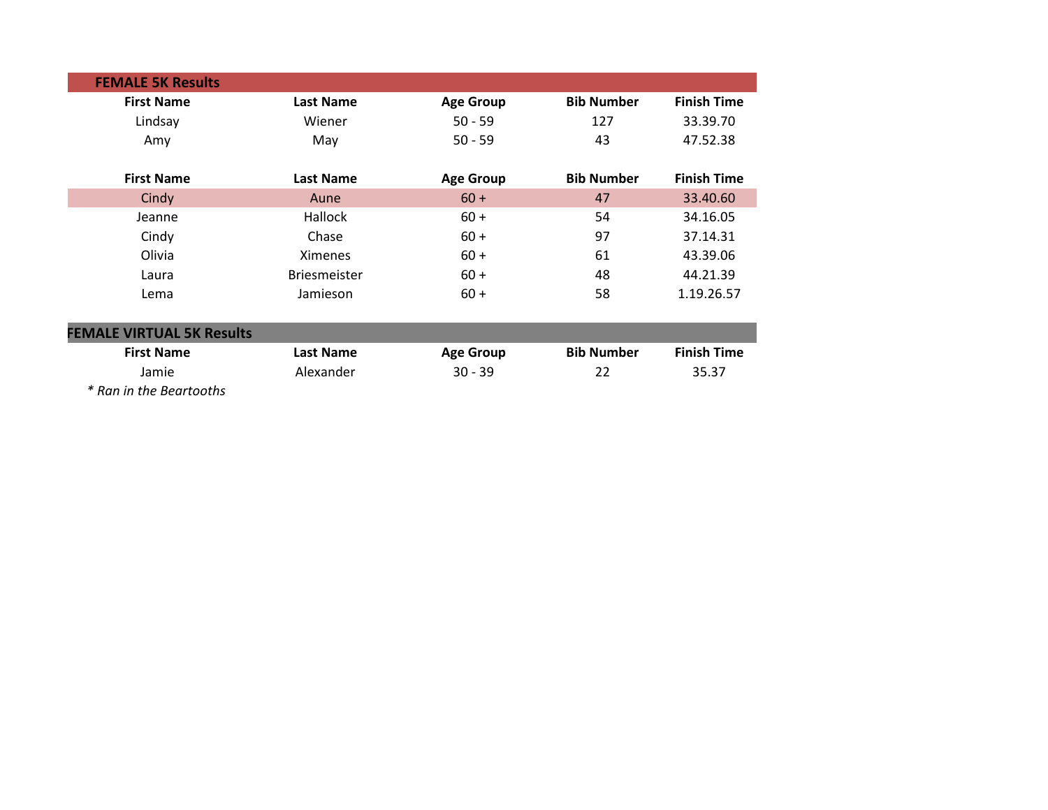## FEMALE 5K Results

| First Name | Last Name | Age Group | Bib Number | Finish Time |
|---|---|---|---|---|
| Lindsay | Wiener | 50 - 59 | 127 | 33.39.70 |
| Amy | May | 50 - 59 | 43 | 47.52.38 |

| First Name | Last Name | Age Group | Bib Number | Finish Time |
|---|---|---|---|---|
| Cindy | Aune | 60 + | 47 | 33.40.60 |
| Jeanne | Hallock | 60 + | 54 | 34.16.05 |
| Cindy | Chase | 60 + | 97 | 37.14.31 |
| Olivia | Ximenes | 60 + | 61 | 43.39.06 |
| Laura | Briesmeister | 60 + | 48 | 44.21.39 |
| Lema | Jamieson | 60 + | 58 | 1.19.26.57 |

## FEMALE VIRTUAL 5K Results

| First Name | Last Name | Age Group | Bib Number | Finish Time |
|---|---|---|---|---|
| Jamie | Alexander | 30 - 39 | 22 | 35.37 |

*\* Ran in the Beartooths*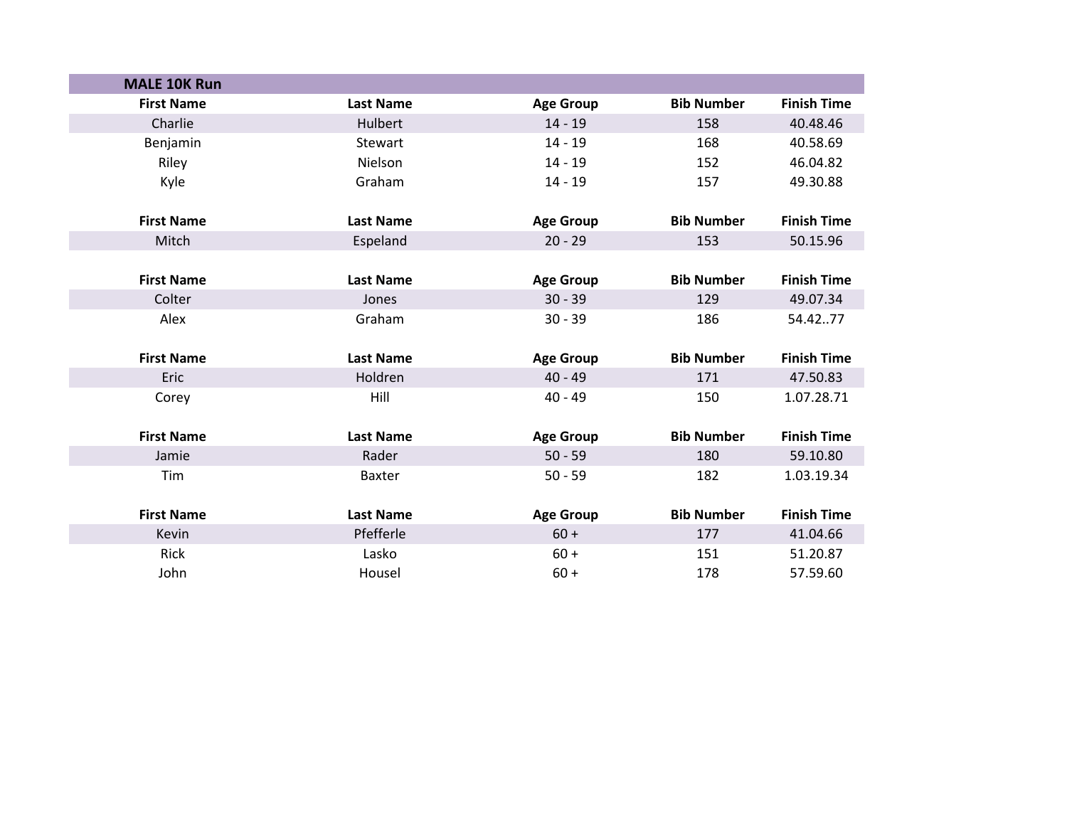## MALE 10K Run

| First Name | Last Name | Age Group | Bib Number | Finish Time |
|---|---|---|---|---|
| Charlie | Hulbert | 14 - 19 | 158 | 40.48.46 |
| Benjamin | Stewart | 14 - 19 | 168 | 40.58.69 |
| Riley | Nielson | 14 - 19 | 152 | 46.04.82 |
| Kyle | Graham | 14 - 19 | 157 | 49.30.88 |

| First Name | Last Name | Age Group | Bib Number | Finish Time |
|---|---|---|---|---|
| Mitch | Espeland | 20 - 29 | 153 | 50.15.96 |

| First Name | Last Name | Age Group | Bib Number | Finish Time |
|---|---|---|---|---|
| Colter | Jones | 30 - 39 | 129 | 49.07.34 |
| Alex | Graham | 30 - 39 | 186 | 54.42..77 |

| First Name | Last Name | Age Group | Bib Number | Finish Time |
|---|---|---|---|---|
| Eric | Holdren | 40 - 49 | 171 | 47.50.83 |
| Corey | Hill | 40 - 49 | 150 | 1.07.28.71 |

| First Name | Last Name | Age Group | Bib Number | Finish Time |
|---|---|---|---|---|
| Jamie | Rader | 50 - 59 | 180 | 59.10.80 |
| Tim | Baxter | 50 - 59 | 182 | 1.03.19.34 |

| First Name | Last Name | Age Group | Bib Number | Finish Time |
|---|---|---|---|---|
| Kevin | Pfefferle | 60 + | 177 | 41.04.66 |
| Rick | Lasko | 60 + | 151 | 51.20.87 |
| John | Housel | 60 + | 178 | 57.59.60 |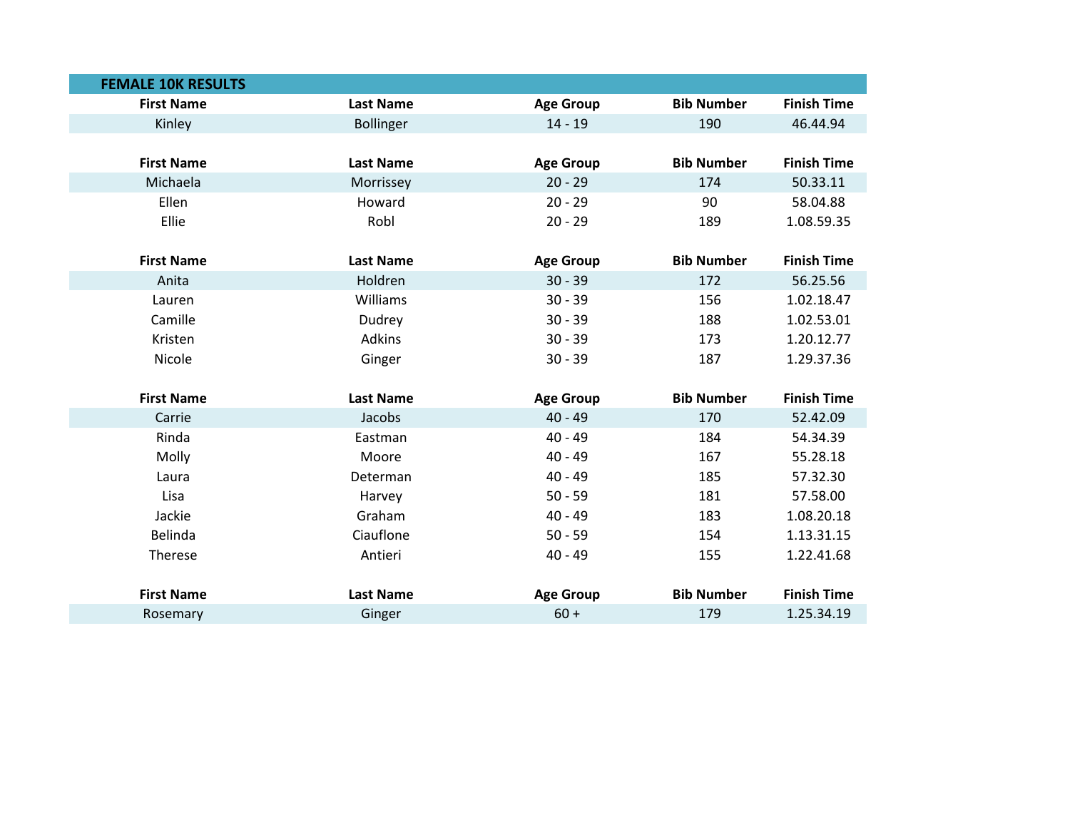## FEMALE 10K RESULTS

| First Name | Last Name | Age Group | Bib Number | Finish Time |
|---|---|---|---|---|
| Kinley | Bollinger | 14 - 19 | 190 | 46.44.94 |

| First Name | Last Name | Age Group | Bib Number | Finish Time |
|---|---|---|---|---|
| Michaela | Morrissey | 20 - 29 | 174 | 50.33.11 |
| Ellen | Howard | 20 - 29 | 90 | 58.04.88 |
| Ellie | Robl | 20 - 29 | 189 | 1.08.59.35 |

| First Name | Last Name | Age Group | Bib Number | Finish Time |
|---|---|---|---|---|
| Anita | Holdren | 30 - 39 | 172 | 56.25.56 |
| Lauren | Williams | 30 - 39 | 156 | 1.02.18.47 |
| Camille | Dudrey | 30 - 39 | 188 | 1.02.53.01 |
| Kristen | Adkins | 30 - 39 | 173 | 1.20.12.77 |
| Nicole | Ginger | 30 - 39 | 187 | 1.29.37.36 |

| First Name | Last Name | Age Group | Bib Number | Finish Time |
|---|---|---|---|---|
| Carrie | Jacobs | 40 - 49 | 170 | 52.42.09 |
| Rinda | Eastman | 40 - 49 | 184 | 54.34.39 |
| Molly | Moore | 40 - 49 | 167 | 55.28.18 |
| Laura | Determan | 40 - 49 | 185 | 57.32.30 |
| Lisa | Harvey | 50 - 59 | 181 | 57.58.00 |
| Jackie | Graham | 40 - 49 | 183 | 1.08.20.18 |
| Belinda | Ciauflone | 50 - 59 | 154 | 1.13.31.15 |
| Therese | Antieri | 40 - 49 | 155 | 1.22.41.68 |

| First Name | Last Name | Age Group | Bib Number | Finish Time |
|---|---|---|---|---|
| Rosemary | Ginger | 60 + | 179 | 1.25.34.19 |